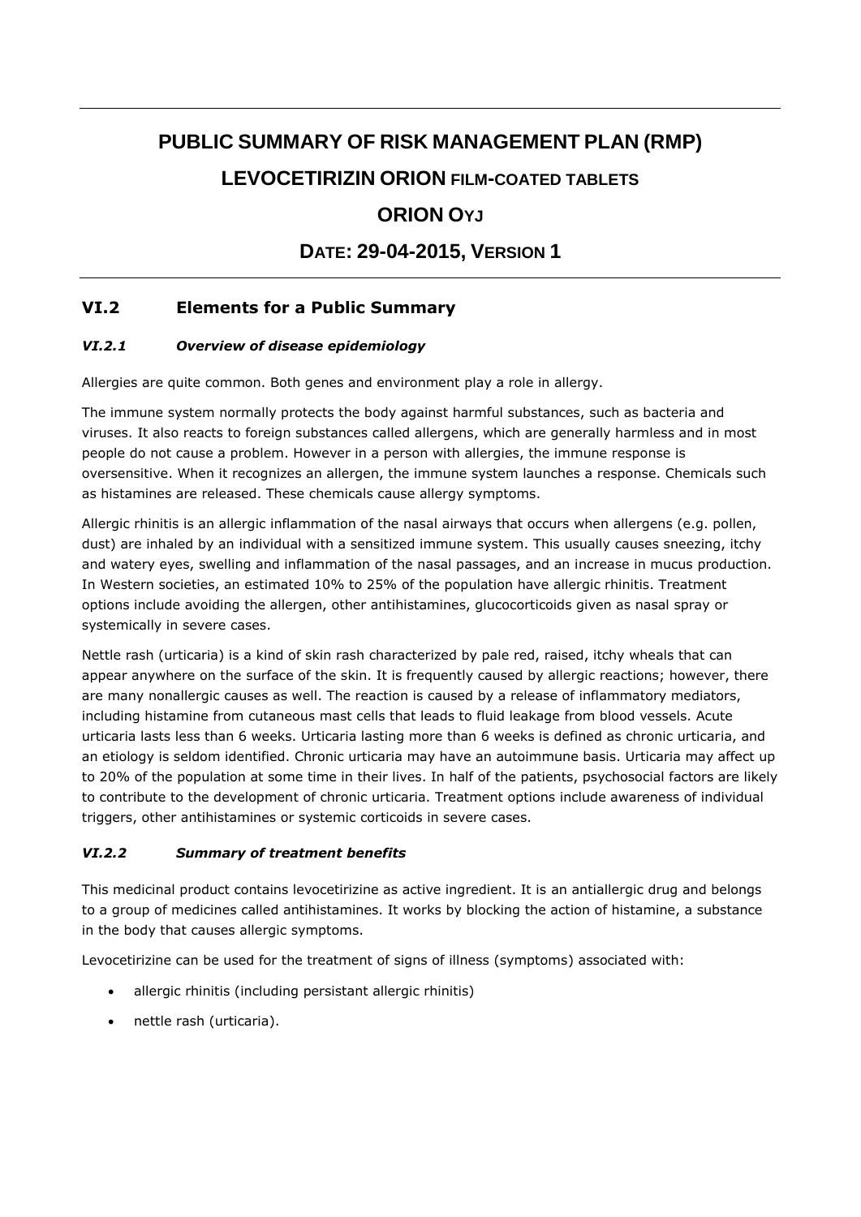# PUBLIC SUMMARY OF RISK MANAGEMENT PLAN (RMP)

# LEVOCETIRIZIN ORION FILM-COATED TABLETS

# ORION OYJ

# DATE: 29-04-2015, VERSION 1

## VI.2 Elements for a Public Summary

### *VI.2.1 Overview of disease epidemiology*

Allergies are quite common. Both genes and environment play a role in allergy.

The immune system normally protects the body against harmful substances, such as bacteria and viruses. It also reacts to foreign substances called allergens, which are generally harmless and in most people do not cause a problem. However in a person with allergies, the immune response is oversensitive. When it recognizes an allergen, the immune system launches a response. Chemicals such as histamines are released. These chemicals cause allergy symptoms.

Allergic rhinitis is an allergic inflammation of the nasal airways that occurs when allergens (e.g. pollen, dust) are inhaled by an individual with a sensitized immune system. This usually causes sneezing, itchy and watery eyes, swelling and inflammation of the nasal passages, and an increase in mucus production. In Western societies, an estimated 10% to 25% of the population have allergic rhinitis. Treatment options include avoiding the allergen, other antihistamines, glucocorticoids given as nasal spray or systemically in severe cases.

Nettle rash (urticaria) is a kind of skin rash characterized by pale red, raised, itchy wheals that can appear anywhere on the surface of the skin. It is frequently caused by allergic reactions; however, there are many nonallergic causes as well. The reaction is caused by a release of inflammatory mediators, including histamine from cutaneous mast cells that leads to fluid leakage from blood vessels. Acute urticaria lasts less than 6 weeks. Urticaria lasting more than 6 weeks is defined as chronic urticaria, and an etiology is seldom identified. Chronic urticaria may have an autoimmune basis. Urticaria may affect up to 20% of the population at some time in their lives. In half of the patients, psychosocial factors are likely to contribute to the development of chronic urticaria. Treatment options include awareness of individual triggers, other antihistamines or systemic corticoids in severe cases.

### *VI.2.2 Summary of treatment benefits*

This medicinal product contains levocetirizine as active ingredient. It is an antiallergic drug and belongs to a group of medicines called antihistamines. It works by blocking the action of histamine, a substance in the body that causes allergic symptoms.

Levocetirizine can be used for the treatment of signs of illness (symptoms) associated with:

- allergic rhinitis (including persistant allergic rhinitis)
- nettle rash (urticaria).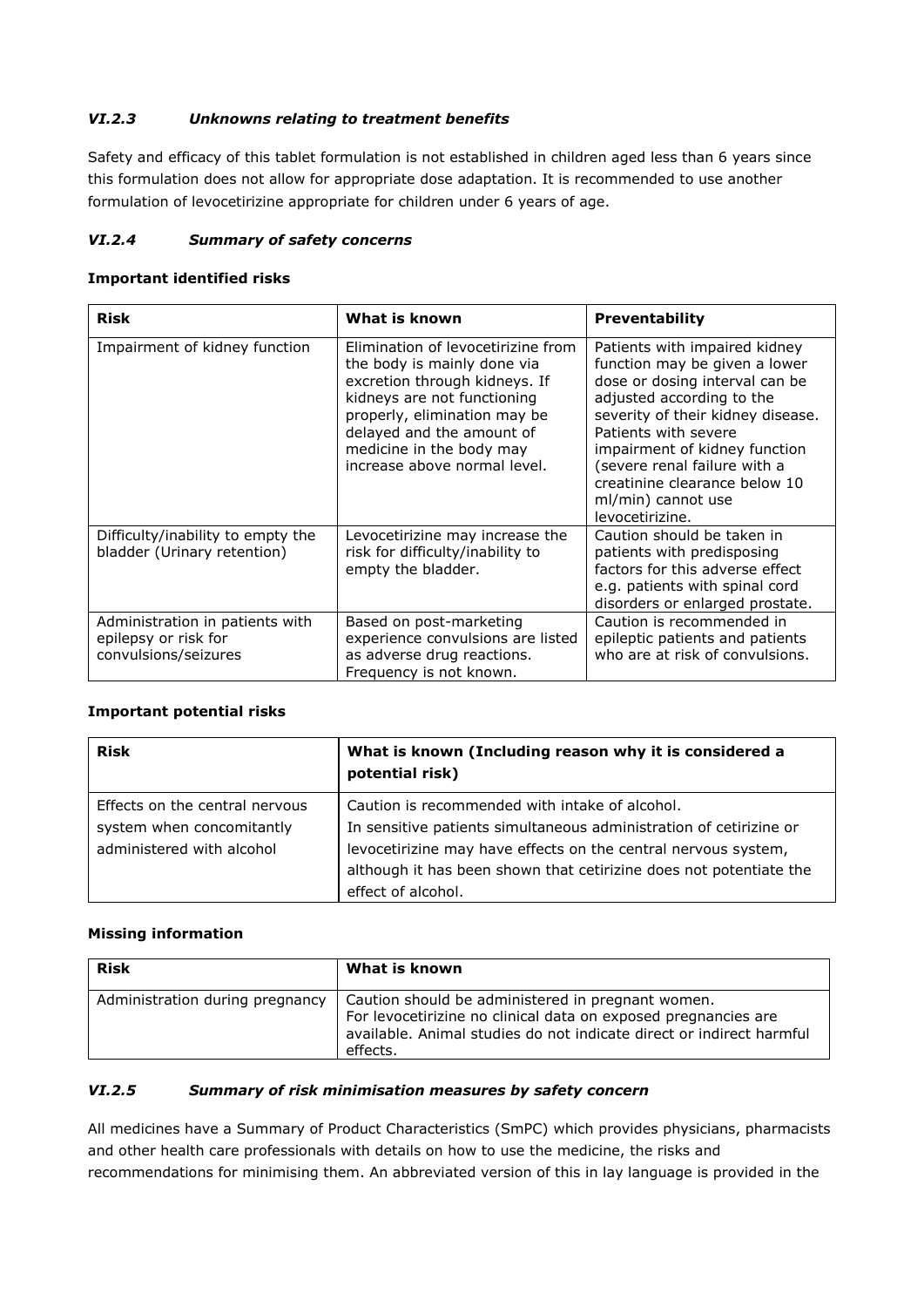### *VI.2.3 Unknowns relating to treatment benefits*

Safety and efficacy of this tablet formulation is not established in children aged less than 6 years since this formulation does not allow for appropriate dose adaptation. It is recommended to use another formulation of levocetirizine appropriate for children under 6 years of age.

### *VI.2.4 Summary of safety concerns*

**Important identified risks**

| Risk | What is known | Preventability |
| --- | --- | --- |
| Impairment of kidney function | Elimination of levocetirizine from the body is mainly done via excretion through kidneys. If kidneys are not functioning properly, elimination may be delayed and the amount of medicine in the body may increase above normal level. | Patients with impaired kidney function may be given a lower dose or dosing interval can be adjusted according to the severity of their kidney disease. Patients with severe impairment of kidney function (severe renal failure with a creatinine clearance below 10 ml/min) cannot use levocetirizine. |
| Difficulty/inability to empty the bladder (Urinary retention) | Levocetirizine may increase the risk for difficulty/inability to empty the bladder. | Caution should be taken in patients with predisposing factors for this adverse effect e.g. patients with spinal cord disorders or enlarged prostate. |
| Administration in patients with epilepsy or risk for convulsions/seizures | Based on post-marketing experience convulsions are listed as adverse drug reactions. Frequency is not known. | Caution is recommended in epileptic patients and patients who are at risk of convulsions. |

**Important potential risks**

| Risk | What is known (Including reason why it is considered a potential risk) |
| --- | --- |
| Effects on the central nervous system when concomitantly administered with alcohol | Caution is recommended with intake of alcohol. In sensitive patients simultaneous administration of cetirizine or levocetirizine may have effects on the central nervous system, although it has been shown that cetirizine does not potentiate the effect of alcohol. |

**Missing information**

| Risk | What is known |
| --- | --- |
| Administration during pregnancy | Caution should be administered in pregnant women. For levocetirizine no clinical data on exposed pregnancies are available. Animal studies do not indicate direct or indirect harmful effects. |

### *VI.2.5 Summary of risk minimisation measures by safety concern*

All medicines have a Summary of Product Characteristics (SmPC) which provides physicians, pharmacists and other health care professionals with details on how to use the medicine, the risks and recommendations for minimising them. An abbreviated version of this in lay language is provided in the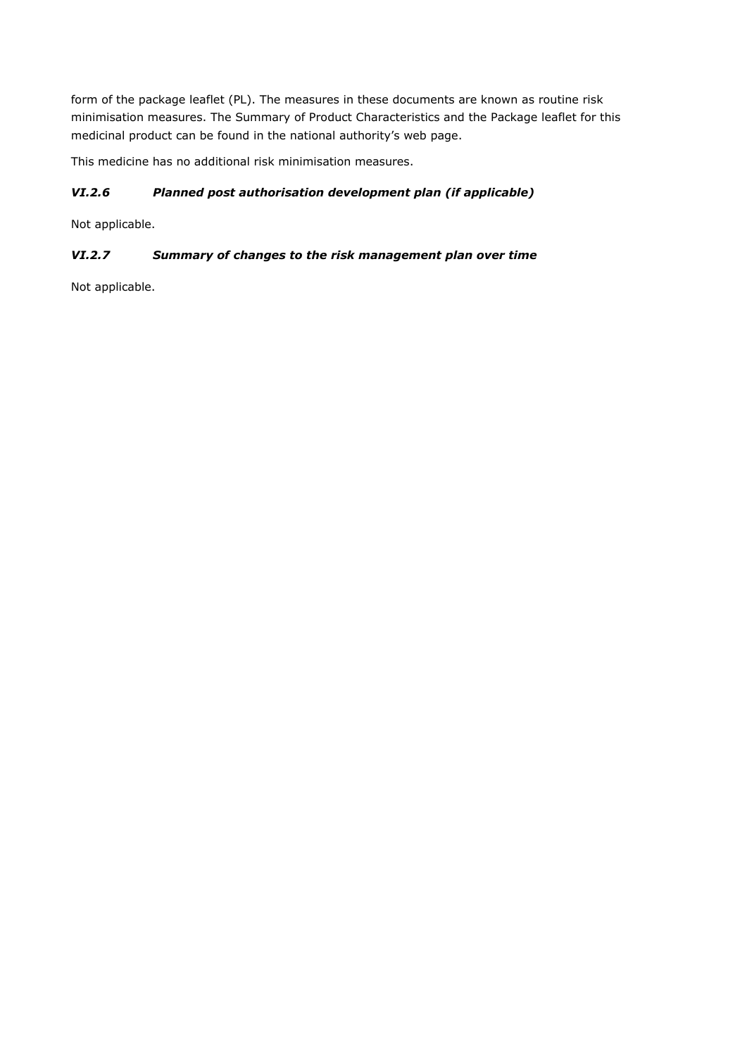form of the package leaflet (PL). The measures in these documents are known as routine risk minimisation measures. The Summary of Product Characteristics and the Package leaflet for this medicinal product can be found in the national authority's web page.

This medicine has no additional risk minimisation measures.

### *VI.2.6 Planned post authorisation development plan (if applicable)*

Not applicable.

### *VI.2.7 Summary of changes to the risk management plan over time*

Not applicable.